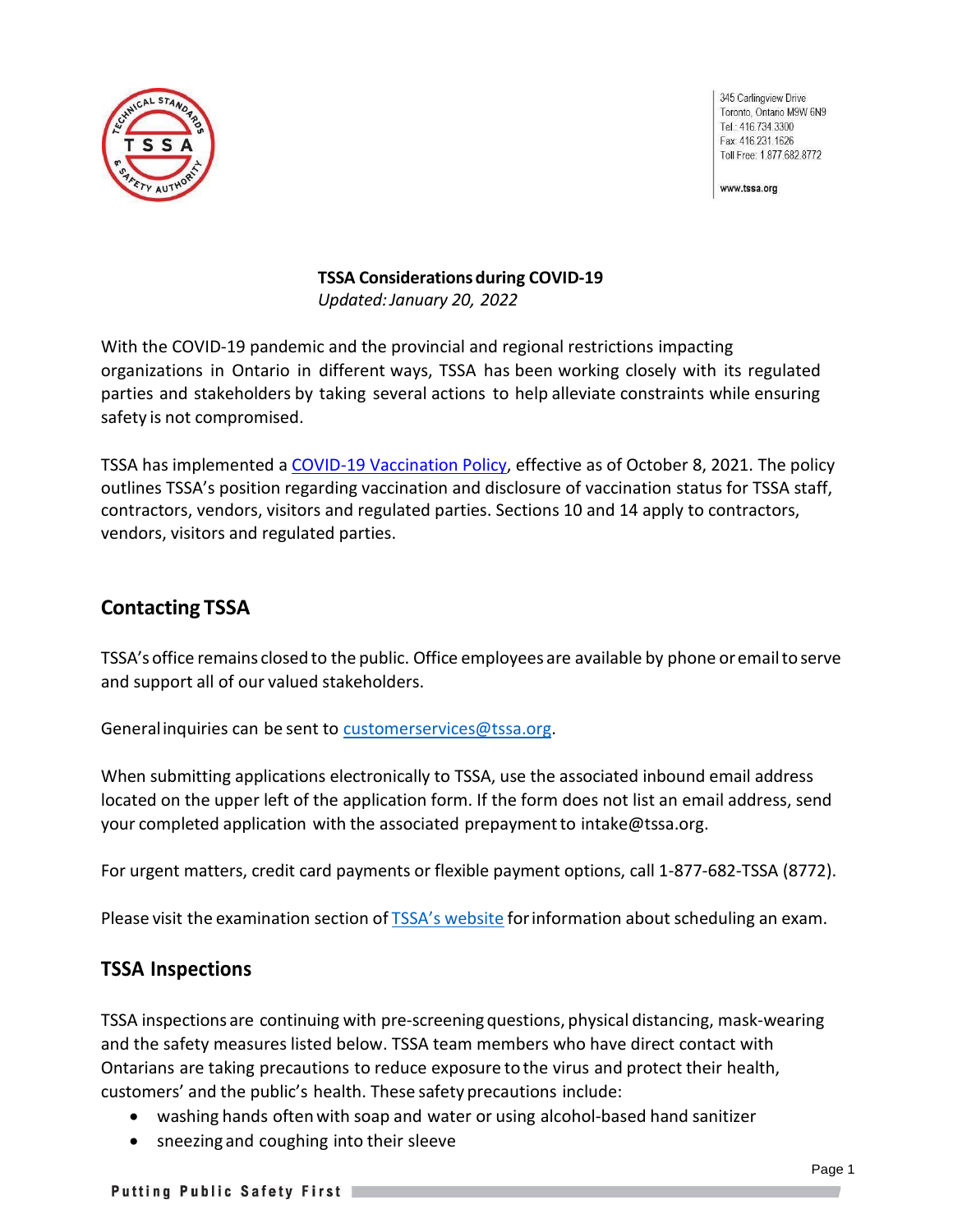345 Carlingview Drive
Toronto, Ontario M9W 6N9
Tel.: 416.734.3300
Fax: 416.231.1626
Toll Free: 1.877.682.8772

www.tssa.org

**TSSA Considerations during COVID-19**
*Updated: January 20, 2022*

With the COVID-19 pandemic and the provincial and regional restrictions impacting organizations in Ontario in different ways, TSSA has been working closely with its regulated parties and stakeholders by taking several actions to help alleviate constraints while ensuring safety is not compromised.

TSSA has implemented a [COVID-19 Vaccination Policy](), effective as of October 8, 2021. The policy outlines TSSA's position regarding vaccination and disclosure of vaccination status for TSSA staff, contractors, vendors, visitors and regulated parties. Sections 10 and 14 apply to contractors, vendors, visitors and regulated parties.

## Contacting TSSA

TSSA's office remains closed to the public. Office employees are available by phone or email to serve and support all of our valued stakeholders.

General inquiries can be sent to customerservices@tssa.org.

When submitting applications electronically to TSSA, use the associated inbound email address located on the upper left of the application form. If the form does not list an email address, send your completed application with the associated prepayment to intake@tssa.org.

For urgent matters, credit card payments or flexible payment options, call 1-877-682-TSSA (8772).

Please visit the examination section of [TSSA's website]() for information about scheduling an exam.

## TSSA Inspections

TSSA inspections are continuing with pre-screening questions, physical distancing, mask-wearing and the safety measures listed below. TSSA team members who have direct contact with Ontarians are taking precautions to reduce exposure to the virus and protect their health, customers' and the public's health. These safety precautions include:

- washing hands often with soap and water or using alcohol-based hand sanitizer
- sneezing and coughing into their sleeve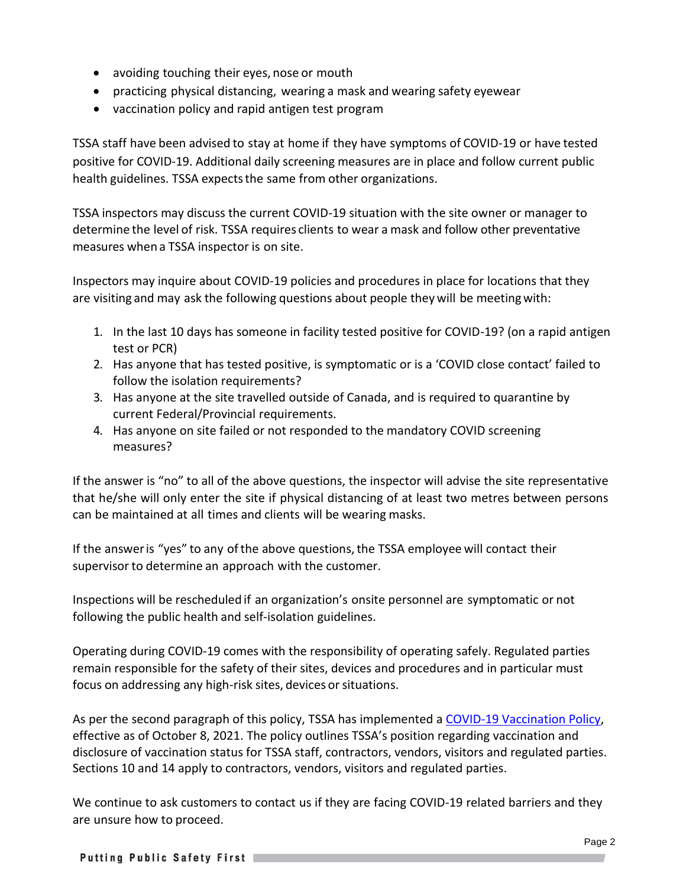- avoiding touching their eyes, nose or mouth
- practicing physical distancing, wearing a mask and wearing safety eyewear
- vaccination policy and rapid antigen test program

TSSA staff have been advised to stay at home if they have symptoms of COVID-19 or have tested positive for COVID-19. Additional daily screening measures are in place and follow current public health guidelines. TSSA expects the same from other organizations.

TSSA inspectors may discuss the current COVID-19 situation with the site owner or manager to determine the level of risk. TSSA requires clients to wear a mask and follow other preventative measures when a TSSA inspector is on site.

Inspectors may inquire about COVID-19 policies and procedures in place for locations that they are visiting and may ask the following questions about people they will be meeting with:

1. In the last 10 days has someone in facility tested positive for COVID-19? (on a rapid antigen test or PCR)
2. Has anyone that has tested positive, is symptomatic or is a 'COVID close contact' failed to follow the isolation requirements?
3. Has anyone at the site travelled outside of Canada, and is required to quarantine by current Federal/Provincial requirements.
4. Has anyone on site failed or not responded to the mandatory COVID screening measures?

If the answer is "no" to all of the above questions, the inspector will advise the site representative that he/she will only enter the site if physical distancing of at least two metres between persons can be maintained at all times and clients will be wearing masks.

If the answer is "yes" to any of the above questions, the TSSA employee will contact their supervisor to determine an approach with the customer.

Inspections will be rescheduled if an organization's onsite personnel are symptomatic or not following the public health and self-isolation guidelines.

Operating during COVID-19 comes with the responsibility of operating safely. Regulated parties remain responsible for the safety of their sites, devices and procedures and in particular must focus on addressing any high-risk sites, devices or situations.

As per the second paragraph of this policy, TSSA has implemented a [COVID-19 Vaccination Policy](), effective as of October 8, 2021. The policy outlines TSSA's position regarding vaccination and disclosure of vaccination status for TSSA staff, contractors, vendors, visitors and regulated parties. Sections 10 and 14 apply to contractors, vendors, visitors and regulated parties.

We continue to ask customers to contact us if they are facing COVID-19 related barriers and they are unsure how to proceed.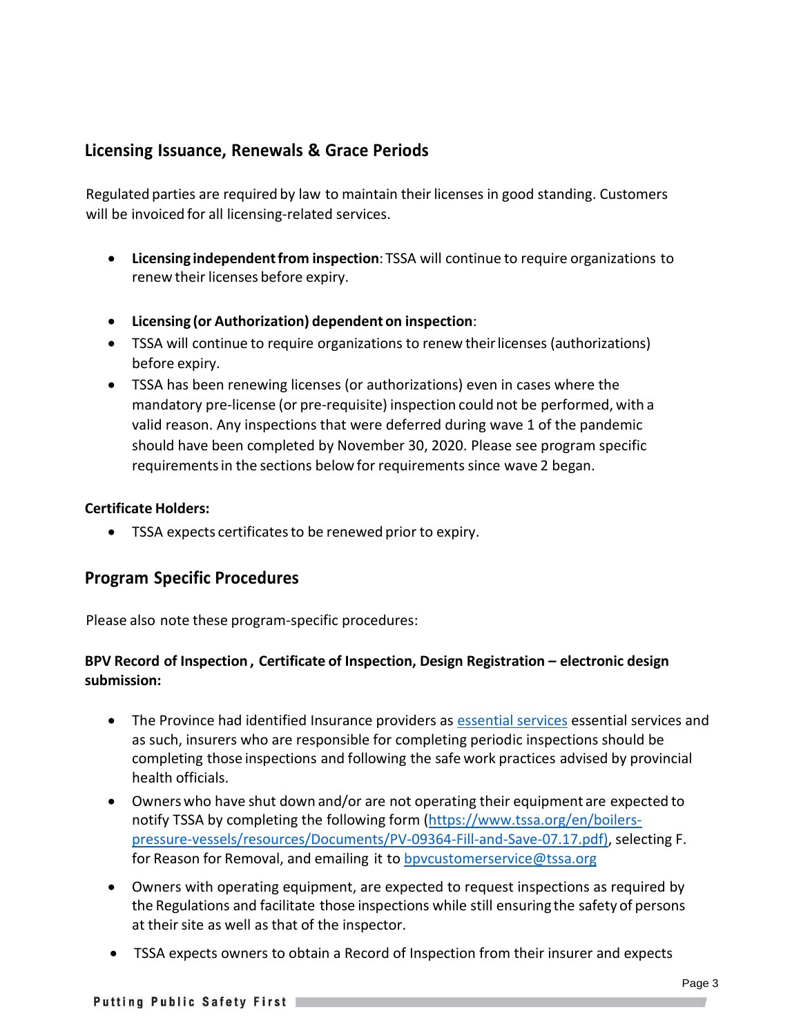## Licensing Issuance, Renewals & Grace Periods

Regulated parties are required by law to maintain their licenses in good standing. Customers will be invoiced for all licensing-related services.

- **Licensing independent from inspection**: TSSA will continue to require organizations to renew their licenses before expiry.

- **Licensing (or Authorization) dependent on inspection**:
- TSSA will continue to require organizations to renew their licenses (authorizations) before expiry.
- TSSA has been renewing licenses (or authorizations) even in cases where the mandatory pre-license (or pre-requisite) inspection could not be performed, with a valid reason. Any inspections that were deferred during wave 1 of the pandemic should have been completed by November 30, 2020. Please see program specific requirements in the sections below for requirements since wave 2 began.

**Certificate Holders:**

- TSSA expects certificates to be renewed prior to expiry.

## Program Specific Procedures

Please also note these program-specific procedures:

**BPV Record of Inspection , Certificate of Inspection, Design Registration – electronic design submission:**

- The Province had identified Insurance providers as essential services essential services and as such, insurers who are responsible for completing periodic inspections should be completing those inspections and following the safe work practices advised by provincial health officials.
- Owners who have shut down and/or are not operating their equipment are expected to notify TSSA by completing the following form (https://www.tssa.org/en/boilers-pressure-vessels/resources/Documents/PV-09364-Fill-and-Save-07.17.pdf), selecting F. for Reason for Removal, and emailing it to bpvcustomerservice@tssa.org
- Owners with operating equipment, are expected to request inspections as required by the Regulations and facilitate those inspections while still ensuring the safety of persons at their site as well as that of the inspector.
- TSSA expects owners to obtain a Record of Inspection from their insurer and expects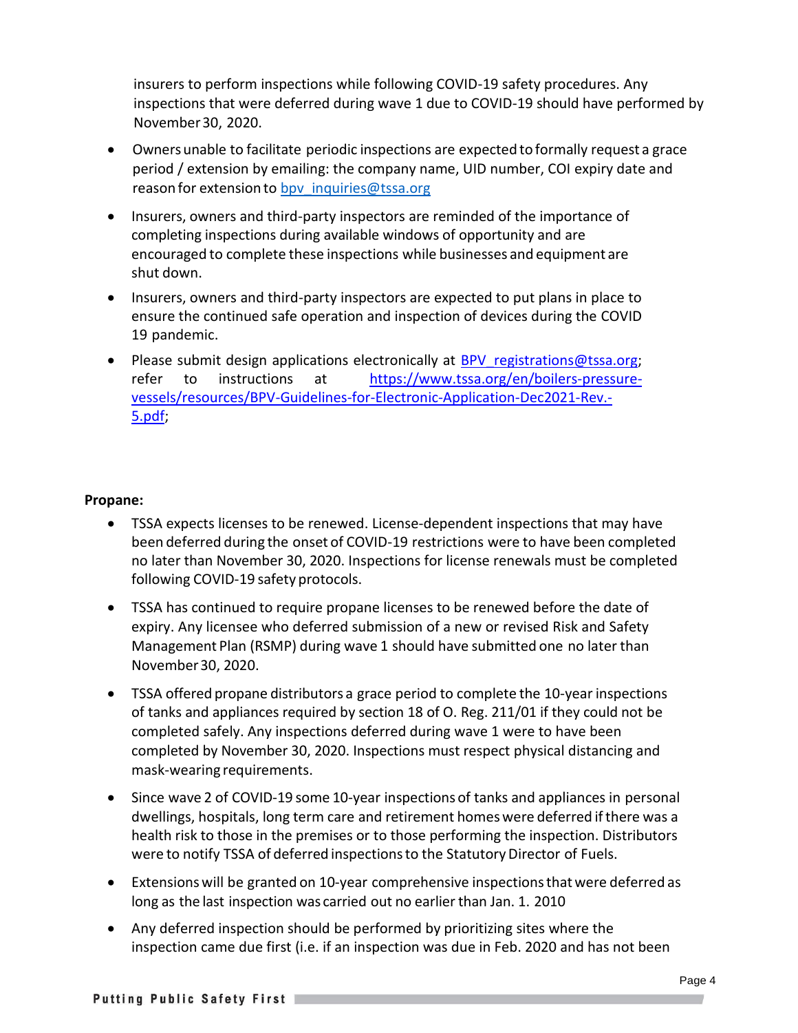insurers to perform inspections while following COVID-19 safety procedures. Any inspections that were deferred during wave 1 due to COVID-19 should have performed by November 30, 2020.

- Owners unable to facilitate periodic inspections are expected to formally request a grace period / extension by emailing: the company name, UID number, COI expiry date and reason for extension to [bpv_inquiries@tssa.org](mailto:bpv_inquiries@tssa.org)
- Insurers, owners and third-party inspectors are reminded of the importance of completing inspections during available windows of opportunity and are encouraged to complete these inspections while businesses and equipment are shut down.
- Insurers, owners and third-party inspectors are expected to put plans in place to ensure the continued safe operation and inspection of devices during the COVID 19 pandemic.
- Please submit design applications electronically at [BPV_registrations@tssa.org](mailto:BPV_registrations@tssa.org); refer to instructions at [https://www.tssa.org/en/boilers-pressure-vessels/resources/BPV-Guidelines-for-Electronic-Application-Dec2021-Rev.-5.pdf](https://www.tssa.org/en/boilers-pressure-vessels/resources/BPV-Guidelines-for-Electronic-Application-Dec2021-Rev.-5.pdf);

**Propane:**

- TSSA expects licenses to be renewed. License-dependent inspections that may have been deferred during the onset of COVID-19 restrictions were to have been completed no later than November 30, 2020. Inspections for license renewals must be completed following COVID-19 safety protocols.
- TSSA has continued to require propane licenses to be renewed before the date of expiry. Any licensee who deferred submission of a new or revised Risk and Safety Management Plan (RSMP) during wave 1 should have submitted one no later than November 30, 2020.
- TSSA offered propane distributors a grace period to complete the 10-year inspections of tanks and appliances required by section 18 of O. Reg. 211/01 if they could not be completed safely. Any inspections deferred during wave 1 were to have been completed by November 30, 2020. Inspections must respect physical distancing and mask-wearing requirements.
- Since wave 2 of COVID-19 some 10-year inspections of tanks and appliances in personal dwellings, hospitals, long term care and retirement homes were deferred if there was a health risk to those in the premises or to those performing the inspection. Distributors were to notify TSSA of deferred inspections to the Statutory Director of Fuels.
- Extensions will be granted on 10-year comprehensive inspections that were deferred as long as the last inspection was carried out no earlier than Jan. 1. 2010
- Any deferred inspection should be performed by prioritizing sites where the inspection came due first (i.e. if an inspection was due in Feb. 2020 and has not been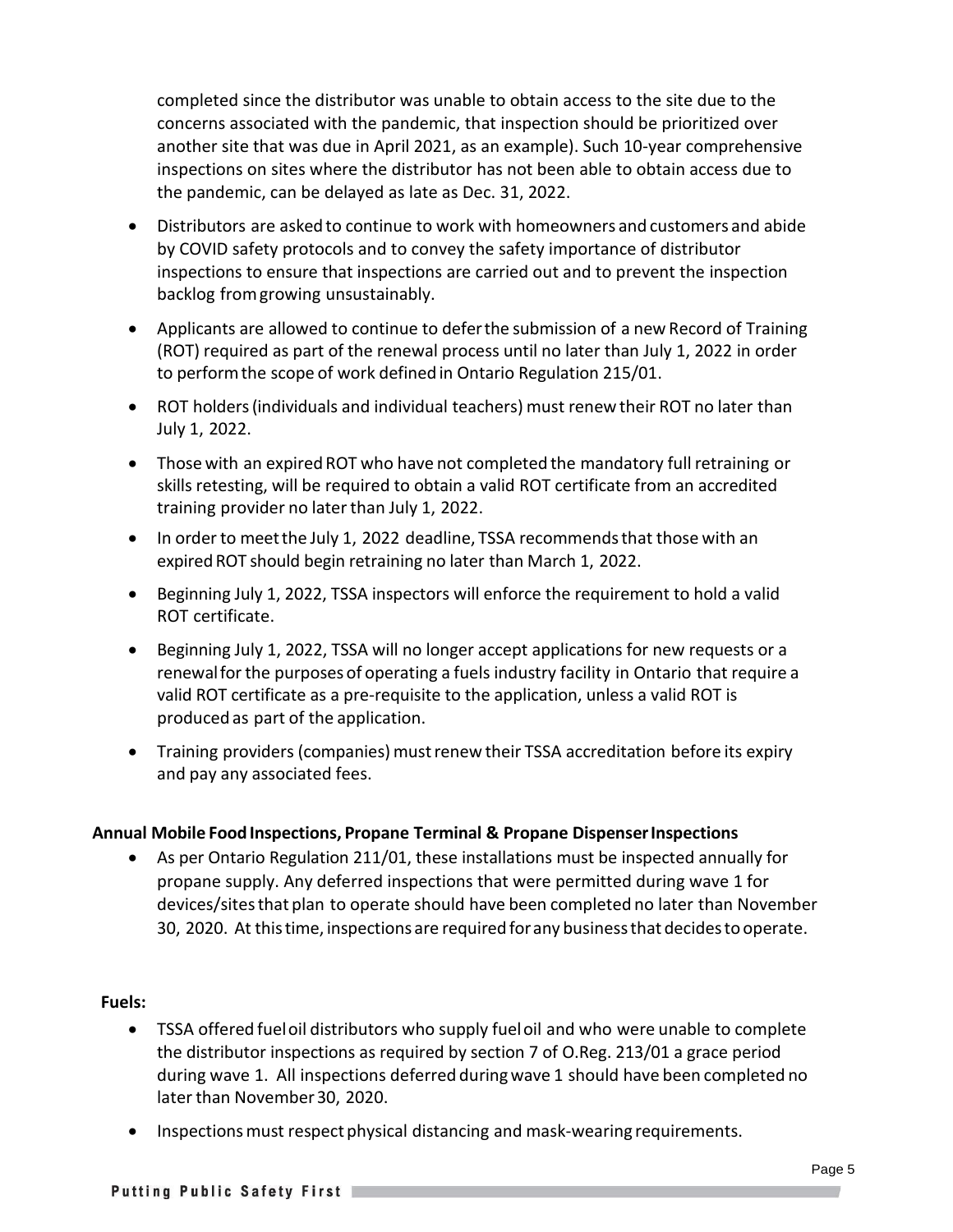completed since the distributor was unable to obtain access to the site due to the concerns associated with the pandemic, that inspection should be prioritized over another site that was due in April 2021, as an example). Such 10-year comprehensive inspections on sites where the distributor has not been able to obtain access due to the pandemic, can be delayed as late as Dec. 31, 2022.

- Distributors are asked to continue to work with homeowners and customers and abide by COVID safety protocols and to convey the safety importance of distributor inspections to ensure that inspections are carried out and to prevent the inspection backlog from growing unsustainably.
- Applicants are allowed to continue to defer the submission of a new Record of Training (ROT) required as part of the renewal process until no later than July 1, 2022 in order to perform the scope of work defined in Ontario Regulation 215/01.
- ROT holders (individuals and individual teachers) must renew their ROT no later than July 1, 2022.
- Those with an expired ROT who have not completed the mandatory full retraining or skills retesting, will be required to obtain a valid ROT certificate from an accredited training provider no later than July 1, 2022.
- In order to meet the July 1, 2022 deadline, TSSA recommends that those with an expired ROT should begin retraining no later than March 1, 2022.
- Beginning July 1, 2022, TSSA inspectors will enforce the requirement to hold a valid ROT certificate.
- Beginning July 1, 2022, TSSA will no longer accept applications for new requests or a renewal for the purposes of operating a fuels industry facility in Ontario that require a valid ROT certificate as a pre-requisite to the application, unless a valid ROT is produced as part of the application.
- Training providers (companies) must renew their TSSA accreditation before its expiry and pay any associated fees.

**Annual Mobile Food Inspections, Propane Terminal & Propane Dispenser Inspections**

- As per Ontario Regulation 211/01, these installations must be inspected annually for propane supply. Any deferred inspections that were permitted during wave 1 for devices/sites that plan to operate should have been completed no later than November 30, 2020. At this time, inspections are required for any business that decides to operate.

**Fuels:**

- TSSA offered fuel oil distributors who supply fuel oil and who were unable to complete the distributor inspections as required by section 7 of O.Reg. 213/01 a grace period during wave 1. All inspections deferred during wave 1 should have been completed no later than November 30, 2020.
- Inspections must respect physical distancing and mask-wearing requirements.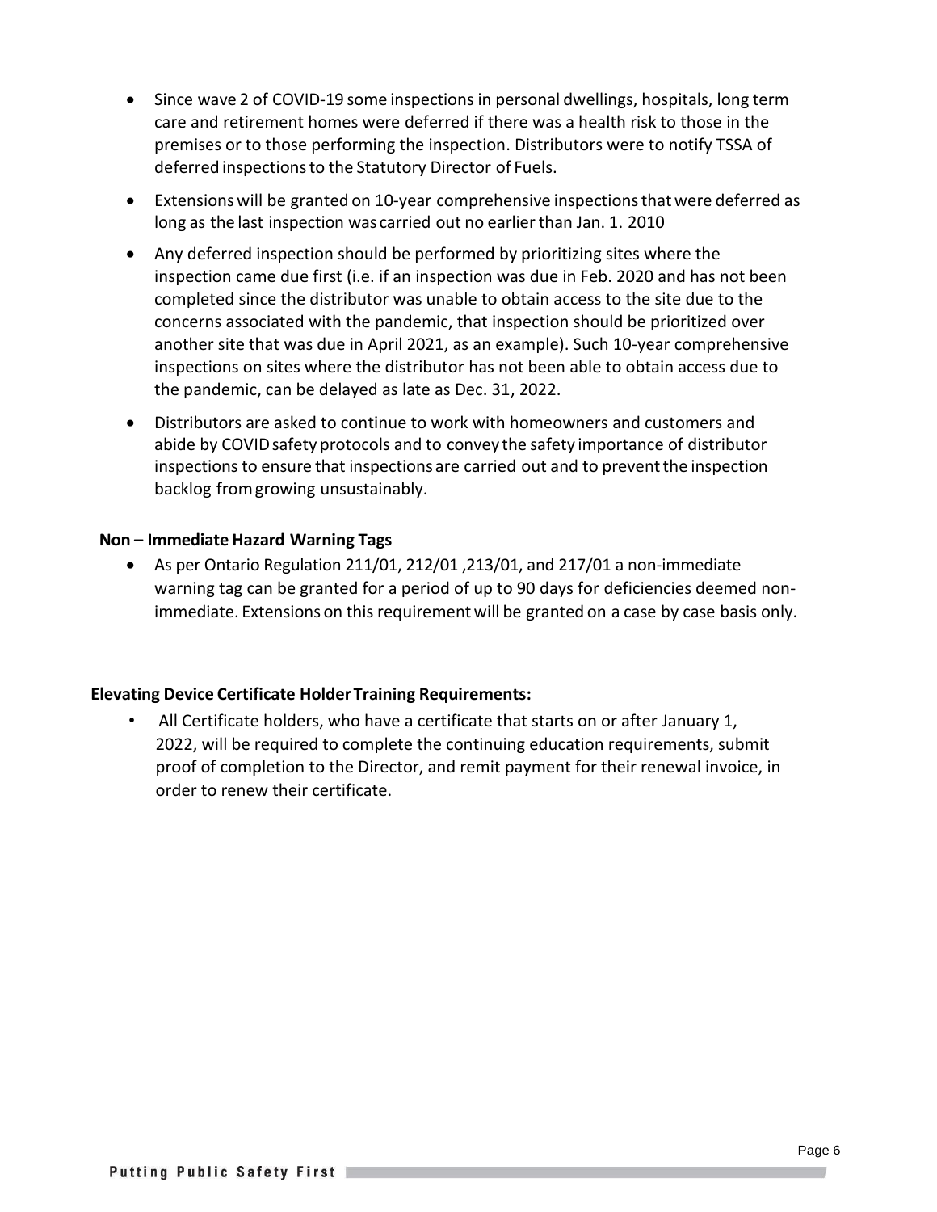- Since wave 2 of COVID-19 some inspections in personal dwellings, hospitals, long term care and retirement homes were deferred if there was a health risk to those in the premises or to those performing the inspection. Distributors were to notify TSSA of deferred inspections to the Statutory Director of Fuels.
- Extensions will be granted on 10-year comprehensive inspections that were deferred as long as the last inspection was carried out no earlier than Jan. 1. 2010
- Any deferred inspection should be performed by prioritizing sites where the inspection came due first (i.e. if an inspection was due in Feb. 2020 and has not been completed since the distributor was unable to obtain access to the site due to the concerns associated with the pandemic, that inspection should be prioritized over another site that was due in April 2021, as an example). Such 10-year comprehensive inspections on sites where the distributor has not been able to obtain access due to the pandemic, can be delayed as late as Dec. 31, 2022.
- Distributors are asked to continue to work with homeowners and customers and abide by COVID safety protocols and to convey the safety importance of distributor inspections to ensure that inspections are carried out and to prevent the inspection backlog from growing unsustainably.

**Non – Immediate Hazard Warning Tags**

- As per Ontario Regulation 211/01, 212/01 ,213/01, and 217/01 a non-immediate warning tag can be granted for a period of up to 90 days for deficiencies deemed non-immediate. Extensions on this requirement will be granted on a case by case basis only.

**Elevating Device Certificate Holder Training Requirements:**

- All Certificate holders, who have a certificate that starts on or after January 1, 2022, will be required to complete the continuing education requirements, submit proof of completion to the Director, and remit payment for their renewal invoice, in order to renew their certificate.